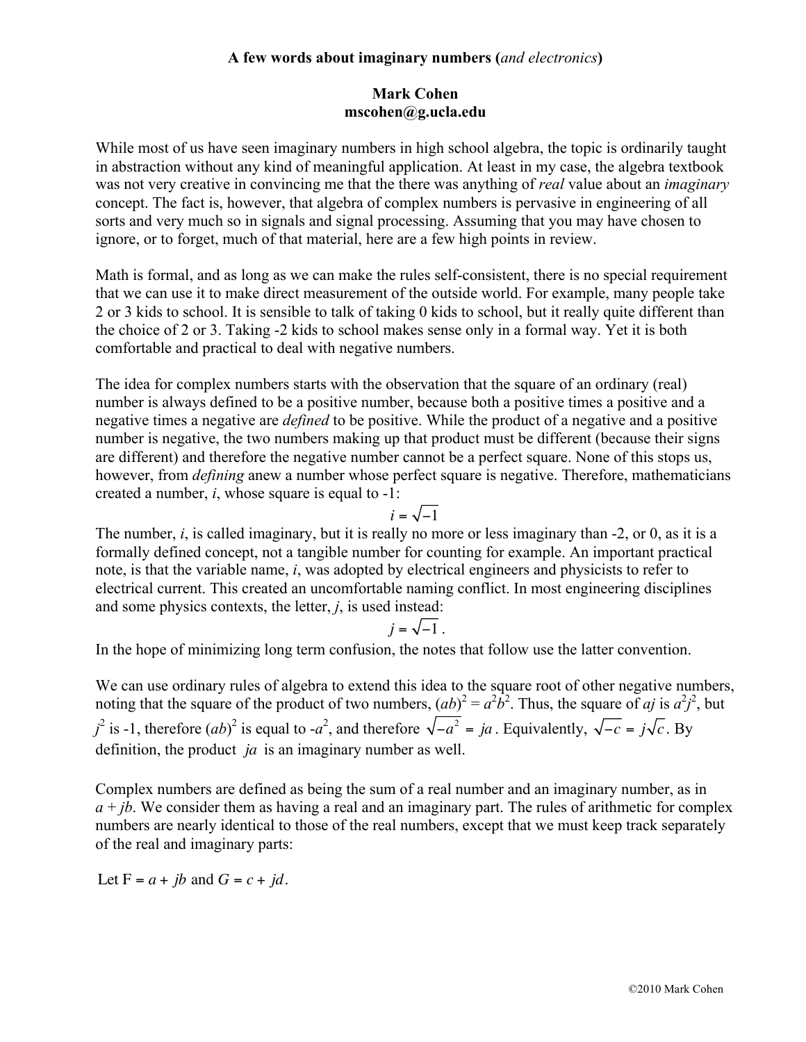**A few words about imaginary numbers (*and electronics*)**

**Mark Cohen**
**mscohen@g.ucla.edu**

While most of us have seen imaginary numbers in high school algebra, the topic is ordinarily taught in abstraction without any kind of meaningful application. At least in my case, the algebra textbook was not very creative in convincing me that the there was anything of *real* value about an *imaginary* concept. The fact is, however, that algebra of complex numbers is pervasive in engineering of all sorts and very much so in signals and signal processing. Assuming that you may have chosen to ignore, or to forget, much of that material, here are a few high points in review.

Math is formal, and as long as we can make the rules self-consistent, there is no special requirement that we can use it to make direct measurement of the outside world. For example, many people take 2 or 3 kids to school. It is sensible to talk of taking 0 kids to school, but it really quite different than the choice of 2 or 3. Taking -2 kids to school makes sense only in a formal way. Yet it is both comfortable and practical to deal with negative numbers.

The idea for complex numbers starts with the observation that the square of an ordinary (real) number is always defined to be a positive number, because both a positive times a positive and a negative times a negative are *defined* to be positive. While the product of a negative and a positive number is negative, the two numbers making up that product must be different (because their signs are different) and therefore the negative number cannot be a perfect square. None of this stops us, however, from *defining* anew a number whose perfect square is negative. Therefore, mathematicians created a number, $i$, whose square is equal to -1:

$$i = \sqrt{-1}$$

The number, $i$, is called imaginary, but it is really no more or less imaginary than -2, or 0, as it is a formally defined concept, not a tangible number for counting for example. An important practical note, is that the variable name, $i$, was adopted by electrical engineers and physicists to refer to electrical current. This created an uncomfortable naming conflict. In most engineering disciplines and some physics contexts, the letter, $j$, is used instead:

$$j = \sqrt{-1}\,.$$

In the hope of minimizing long term confusion, the notes that follow use the latter convention.

We can use ordinary rules of algebra to extend this idea to the square root of other negative numbers, noting that the square of the product of two numbers, $(ab)^2 = a^2b^2$. Thus, the square of $aj$ is $a^2j^2$, but $j^2$ is -1, therefore $(ab)^2$ is equal to $-a^2$, and therefore $\sqrt{-a^2} = ja$. Equivalently, $\sqrt{-c} = j\sqrt{c}$. By definition, the product $ja$ is an imaginary number as well.

Complex numbers are defined as being the sum of a real number and an imaginary number, as in $a + jb$. We consider them as having a real and an imaginary part. The rules of arithmetic for complex numbers are nearly identical to those of the real numbers, except that we must keep track separately of the real and imaginary parts:

Let $F = a + jb$ and $G = c + jd$.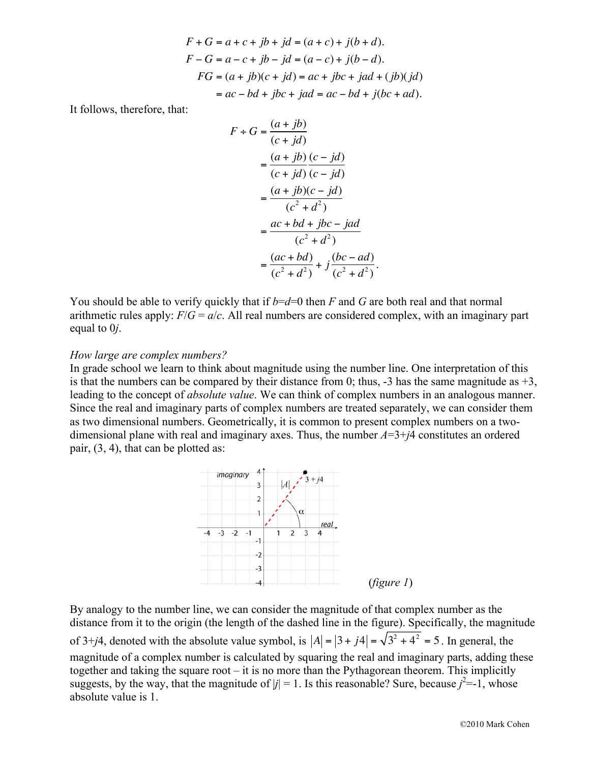$$F + G = a + c + jb + jd = (a + c) + j(b + d).$$
$$F - G = a - c + jb - jd = (a - c) + j(b - d).$$
$$FG = (a + jb)(c + jd) = ac + jbc + jad + (jb)(jd)$$
$$= ac - bd + jbc + jad = ac - bd + j(bc + ad).$$

It follows, therefore, that:

$$\begin{aligned}
F \div G &= \frac{(a + jb)}{(c + jd)} \\
&= \frac{(a + jb)}{(c + jd)} \frac{(c - jd)}{(c - jd)} \\
&= \frac{(a + jb)(c - jd)}{(c^2 + d^2)} \\
&= \frac{ac + bd + jbc - jad}{(c^2 + d^2)} \\
&= \frac{(ac + bd)}{(c^2 + d^2)} + j\frac{(bc - ad)}{(c^2 + d^2)}.
\end{aligned}$$

You should be able to verify quickly that if $b$=$d$=0 then $F$ and $G$ are both real and that normal arithmetic rules apply: $F/G = a/c$. All real numbers are considered complex, with an imaginary part equal to $0j$.

*How large are complex numbers?*

In grade school we learn to think about magnitude using the number line. One interpretation of this is that the numbers can be compared by their distance from 0; thus, -3 has the same magnitude as +3, leading to the concept of *absolute value*. We can think of complex numbers in an analogous manner. Since the real and imaginary parts of complex numbers are treated separately, we can consider them as two dimensional numbers. Geometrically, it is common to present complex numbers on a two-dimensional plane with real and imaginary axes. Thus, the number $A$=3+$j$4 constitutes an ordered pair, (3, 4), that can be plotted as:

(*figure 1*)

By analogy to the number line, we can consider the magnitude of that complex number as the distance from it to the origin (the length of the dashed line in the figure). Specifically, the magnitude of 3+$j$4, denoted with the absolute value symbol, is $|A| = |3 + j4| = \sqrt{3^2 + 4^2} = 5$. In general, the magnitude of a complex number is calculated by squaring the real and imaginary parts, adding these together and taking the square root – it is no more than the Pythagorean theorem. This implicitly suggests, by the way, that the magnitude of $|j| = 1$. Is this reasonable? Sure, because $j^2$=-1, whose absolute value is 1.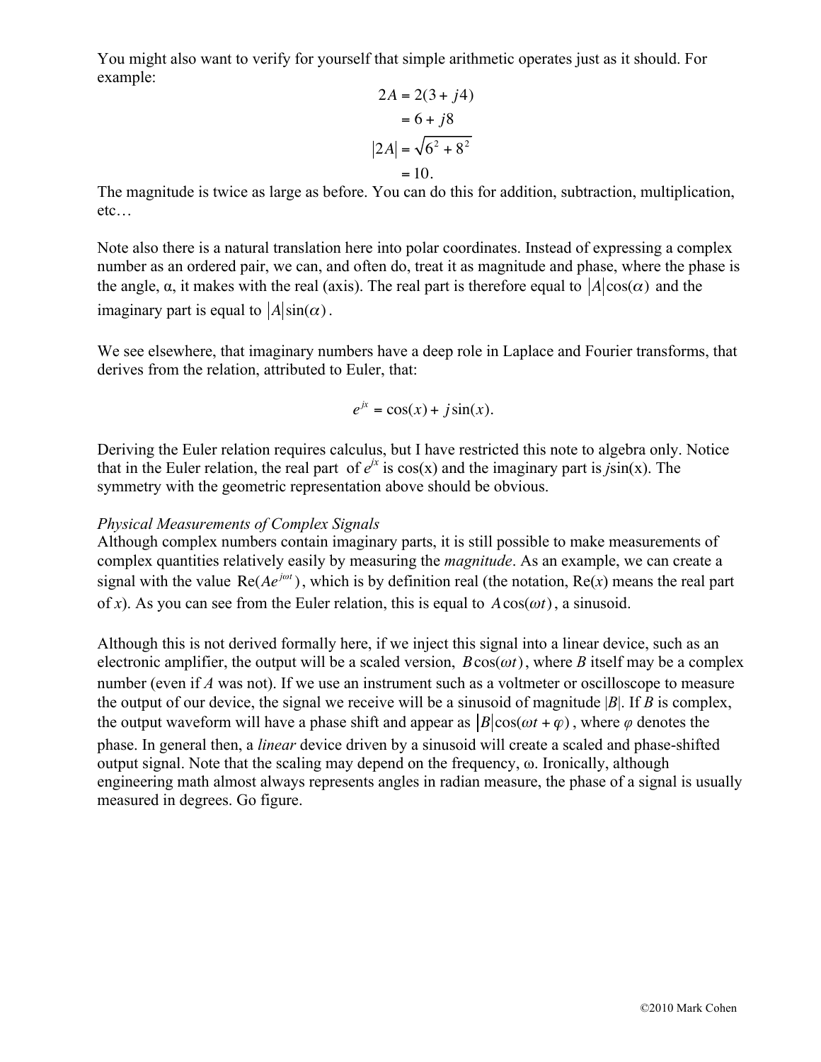You might also want to verify for yourself that simple arithmetic operates just as it should. For example:

$$
\begin{aligned}
2A &= 2(3 + j4) \\
&= 6 + j8 \\
|2A| &= \sqrt{6^2 + 8^2} \\
&= 10.
\end{aligned}
$$

The magnitude is twice as large as before. You can do this for addition, subtraction, multiplication, etc…

Note also there is a natural translation here into polar coordinates. Instead of expressing a complex number as an ordered pair, we can, and often do, treat it as magnitude and phase, where the phase is the angle, $\alpha$, it makes with the real (axis). The real part is therefore equal to $|A|\cos(\alpha)$ and the imaginary part is equal to $|A|\sin(\alpha)$.

We see elsewhere, that imaginary numbers have a deep role in Laplace and Fourier transforms, that derives from the relation, attributed to Euler, that:

$$
e^{jx} = \cos(x) + j\sin(x).
$$

Deriving the Euler relation requires calculus, but I have restricted this note to algebra only. Notice that in the Euler relation, the real part of $e^{jx}$ is cos(x) and the imaginary part is $j$sin(x). The symmetry with the geometric representation above should be obvious.

*Physical Measurements of Complex Signals*

Although complex numbers contain imaginary parts, it is still possible to make measurements of complex quantities relatively easily by measuring the *magnitude*. As an example, we can create a signal with the value $\mathrm{Re}(Ae^{j\omega t})$, which is by definition real (the notation, Re($x$) means the real part of $x$). As you can see from the Euler relation, this is equal to $A\cos(\omega t)$, a sinusoid.

Although this is not derived formally here, if we inject this signal into a linear device, such as an electronic amplifier, the output will be a scaled version, $B\cos(\omega t)$, where $B$ itself may be a complex number (even if $A$ was not). If we use an instrument such as a voltmeter or oscilloscope to measure the output of our device, the signal we receive will be a sinusoid of magnitude $|B|$. If $B$ is complex, the output waveform will have a phase shift and appear as $|B|\cos(\omega t + \varphi)$, where $\varphi$ denotes the phase. In general then, a *linear* device driven by a sinusoid will create a scaled and phase-shifted output signal. Note that the scaling may depend on the frequency, $\omega$. Ironically, although engineering math almost always represents angles in radian measure, the phase of a signal is usually measured in degrees. Go figure.

©2010 Mark Cohen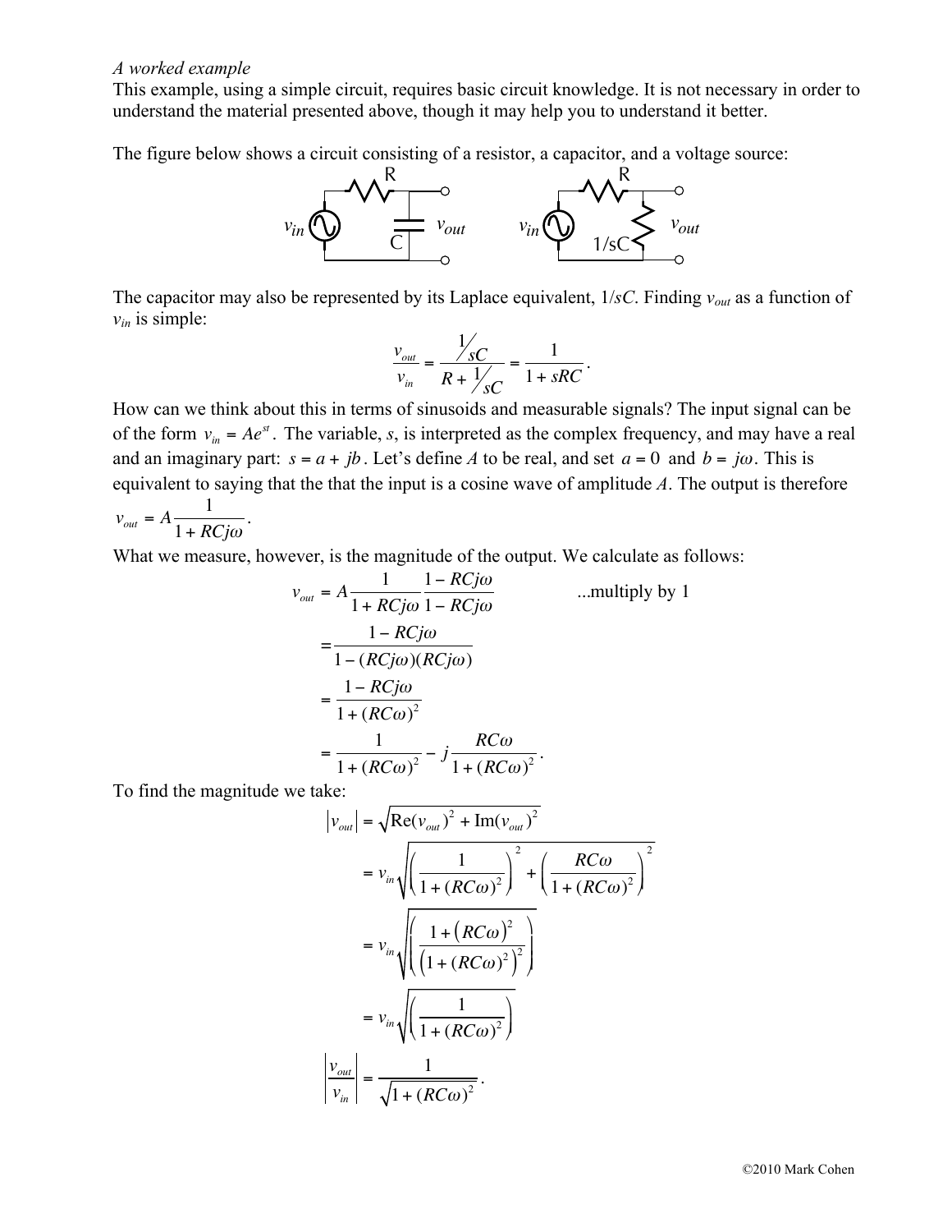*A worked example*

This example, using a simple circuit, requires basic circuit knowledge. It is not necessary in order to understand the material presented above, though it may help you to understand it better.

The figure below shows a circuit consisting of a resistor, a capacitor, and a voltage source:

The capacitor may also be represented by its Laplace equivalent, $1/sC$. Finding $v_{out}$ as a function of $v_{in}$ is simple:

$$\frac{v_{out}}{v_{in}} = \frac{1/sC}{R + 1/sC} = \frac{1}{1 + sRC}.$$

How can we think about this in terms of sinusoids and measurable signals? The input signal can be of the form $v_{in} = Ae^{st}$. The variable, $s$, is interpreted as the complex frequency, and may have a real and an imaginary part: $s = a + jb$. Let's define $A$ to be real, and set $a = 0$ and $b = j\omega$. This is equivalent to saying that the that the input is a cosine wave of amplitude $A$. The output is therefore $v_{out} = A\frac{1}{1 + RCj\omega}$.

What we measure, however, is the magnitude of the output. We calculate as follows:

$$\begin{aligned}
v_{out} &= A\frac{1}{1 + RCj\omega}\frac{1 - RCj\omega}{1 - RCj\omega} \qquad \text{...multiply by 1} \\
&= \frac{1 - RCj\omega}{1 - (RCj\omega)(RCj\omega)} \\
&= \frac{1 - RCj\omega}{1 + (RC\omega)^2} \\
&= \frac{1}{1 + (RC\omega)^2} - j\frac{RC\omega}{1 + (RC\omega)^2}.
\end{aligned}$$

To find the magnitude we take:

$$\begin{aligned}
|v_{out}| &= \sqrt{\mathrm{Re}(v_{out})^2 + \mathrm{Im}(v_{out})^2} \\
&= v_{in}\sqrt{\left(\frac{1}{1 + (RC\omega)^2}\right)^2 + \left(\frac{RC\omega}{1 + (RC\omega)^2}\right)^2} \\
&= v_{in}\sqrt{\left(\frac{1 + \left(RC\omega\right)^2}{\left(1 + (RC\omega)^2\right)^2}\right)} \\
&= v_{in}\sqrt{\left(\frac{1}{1 + (RC\omega)^2}\right)} \\
\left|\frac{v_{out}}{v_{in}}\right| &= \frac{1}{\sqrt{1 + (RC\omega)^2}}.
\end{aligned}$$

©2010 Mark Cohen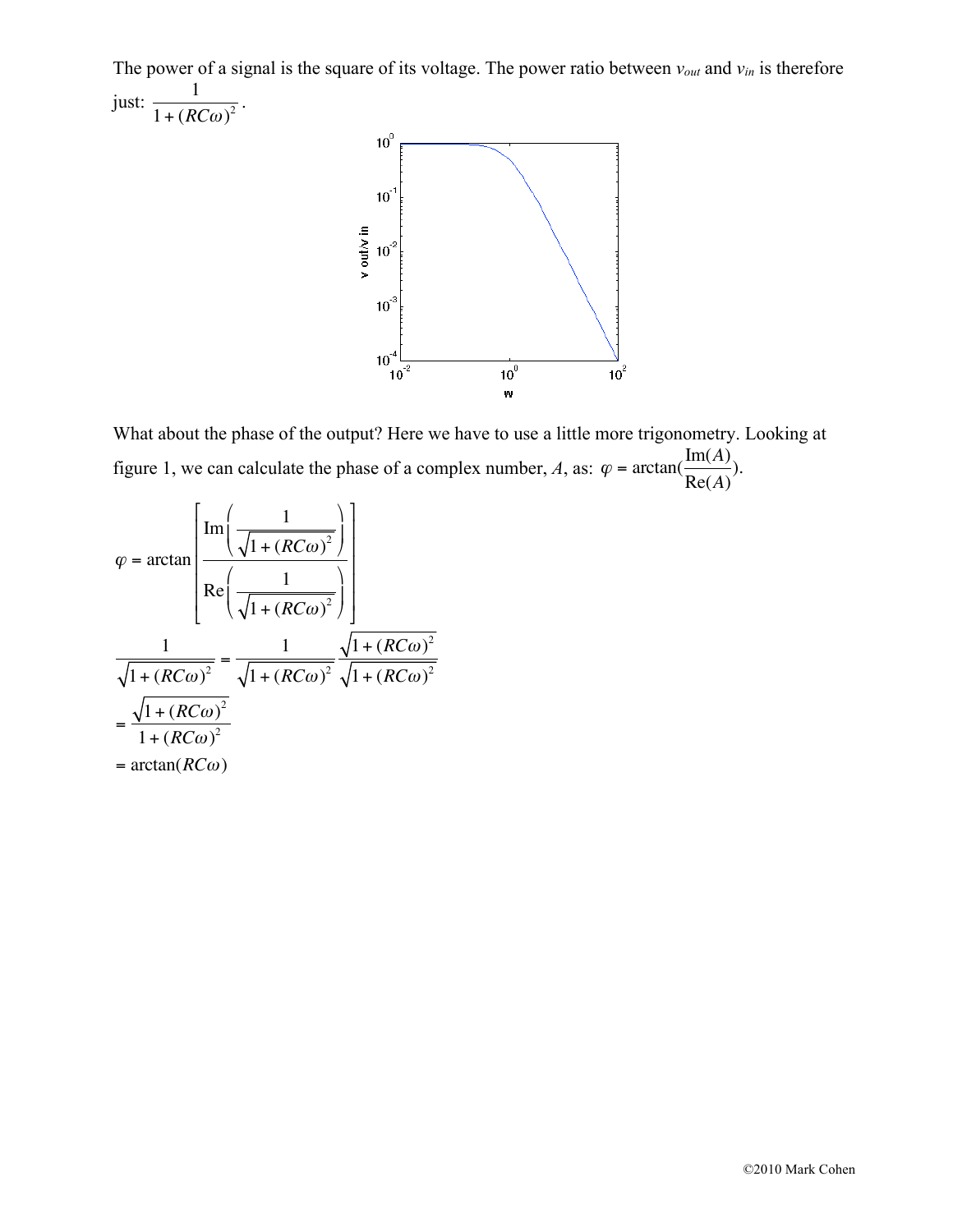The power of a signal is the square of its voltage. The power ratio between $v_{out}$ and $v_{in}$ is therefore just: $\frac{1}{1+(RC\omega)^2}$.

v out/v in

$10^0$

$10^{-1}$

$10^{-2}$

$10^{-3}$

$10^{-4}$

$10^{-2}$

$10^0$

$10^2$

w

What about the phase of the output? Here we have to use a little more trigonometry. Looking at figure 1, we can calculate the phase of a complex number, $A$, as: $\varphi = \arctan(\frac{\text{Im}(A)}{\text{Re}(A)})$.

$$\varphi = \arctan\left[\frac{\text{Im}\left(\frac{1}{\sqrt{1+(RC\omega)^2}}\right)}{\text{Re}\left(\frac{1}{\sqrt{1+(RC\omega)^2}}\right)}\right]$$

$$\frac{1}{\sqrt{1+(RC\omega)^2}} = \frac{1}{\sqrt{1+(RC\omega)^2}}\frac{\sqrt{1+(RC\omega)^2}}{\sqrt{1+(RC\omega)^2}}$$

$$= \frac{\sqrt{1+(RC\omega)^2}}{1+(RC\omega)^2}$$

$$= \arctan(RC\omega)$$

©2010 Mark Cohen